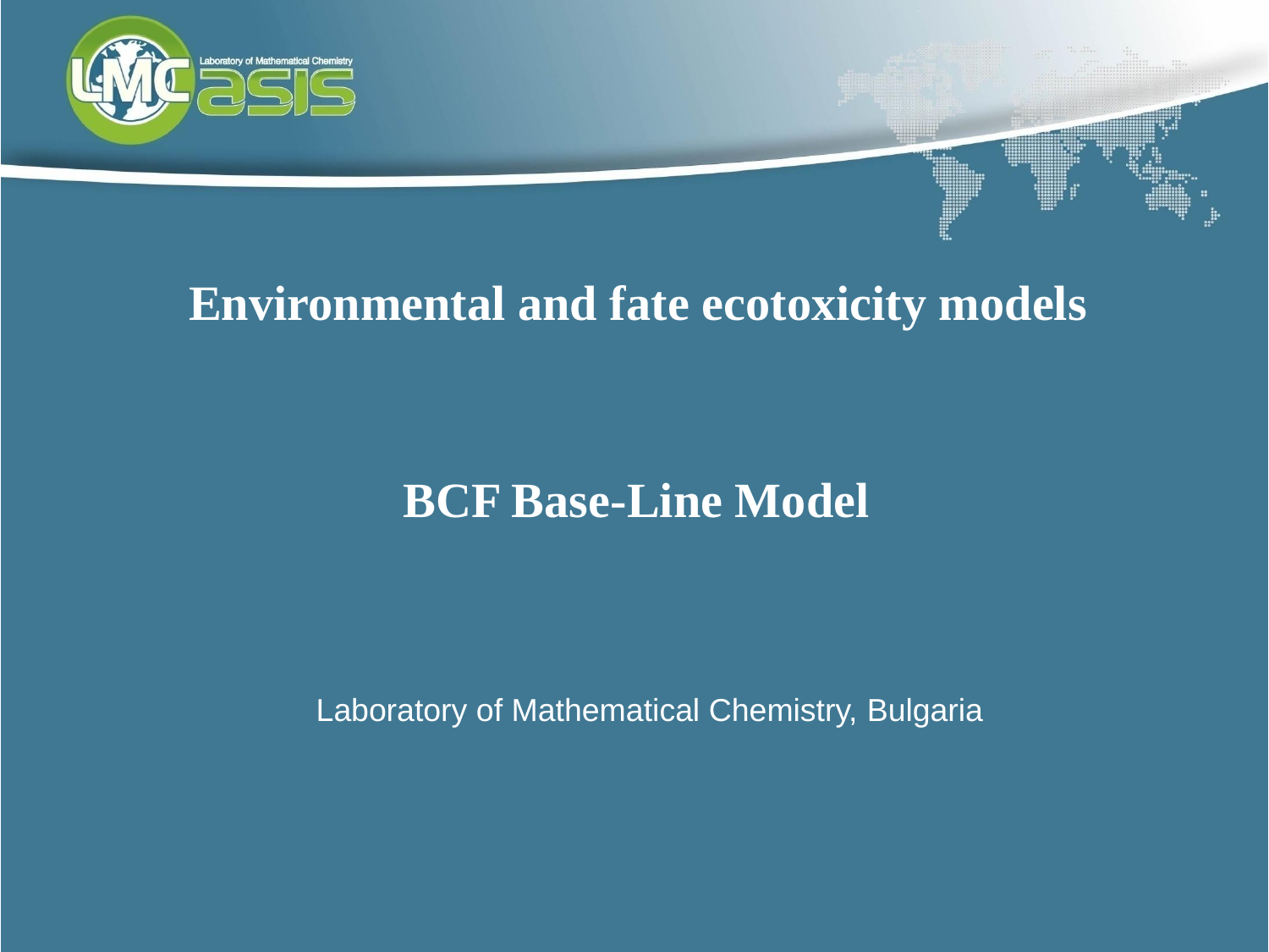# Environmental and fate ecotoxicity models

## BCF Base-Line Model

Laboratory of Mathematical Chemistry, Bulgaria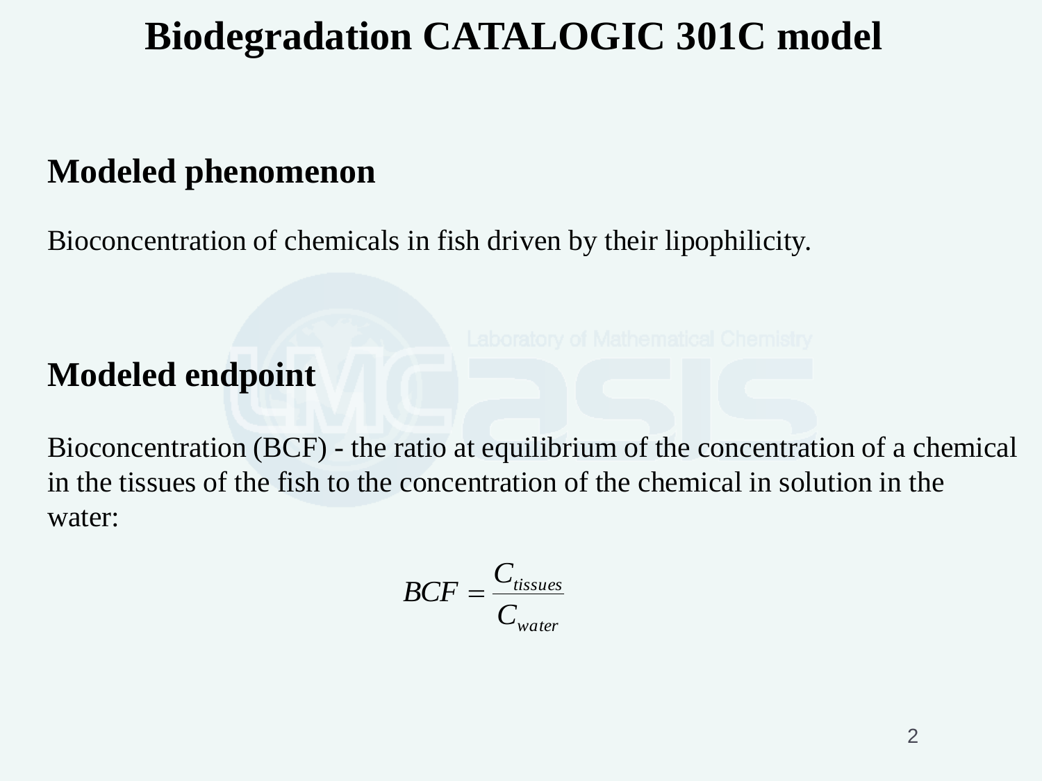# Biodegradation CATALOGIC 301C model

## Modeled phenomenon

Bioconcentration of chemicals in fish driven by their lipophilicity.

## Modeled endpoint

Bioconcentration (BCF) - the ratio at equilibrium of the concentration of a chemical in the tissues of the fish to the concentration of the chemical in solution in the water:

$$BCF = \frac{C_{tissues}}{C_{water}}$$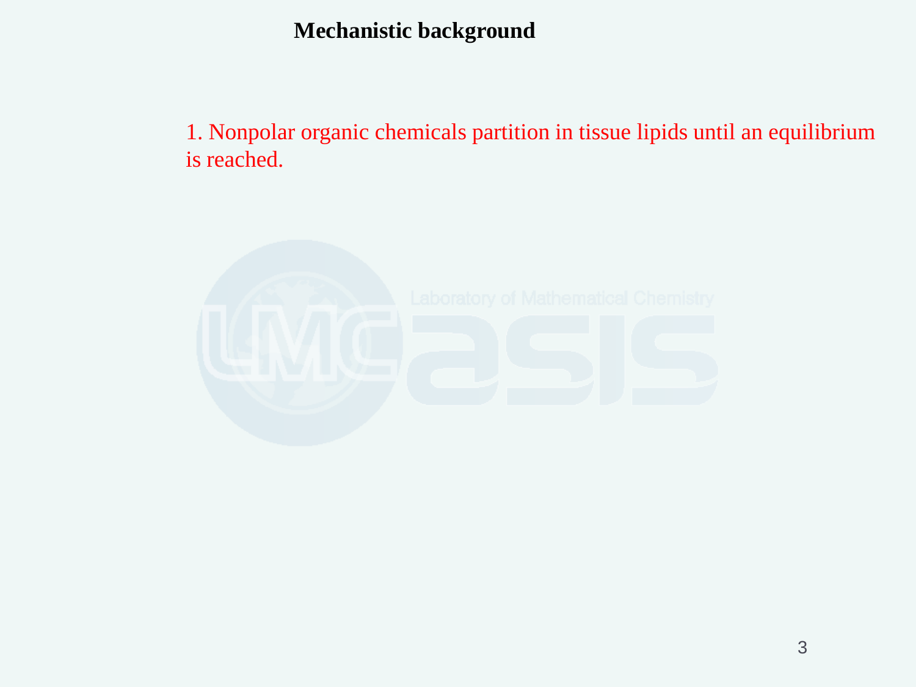# Mechanistic background

1. Nonpolar organic chemicals partition in tissue lipids until an equilibrium is reached.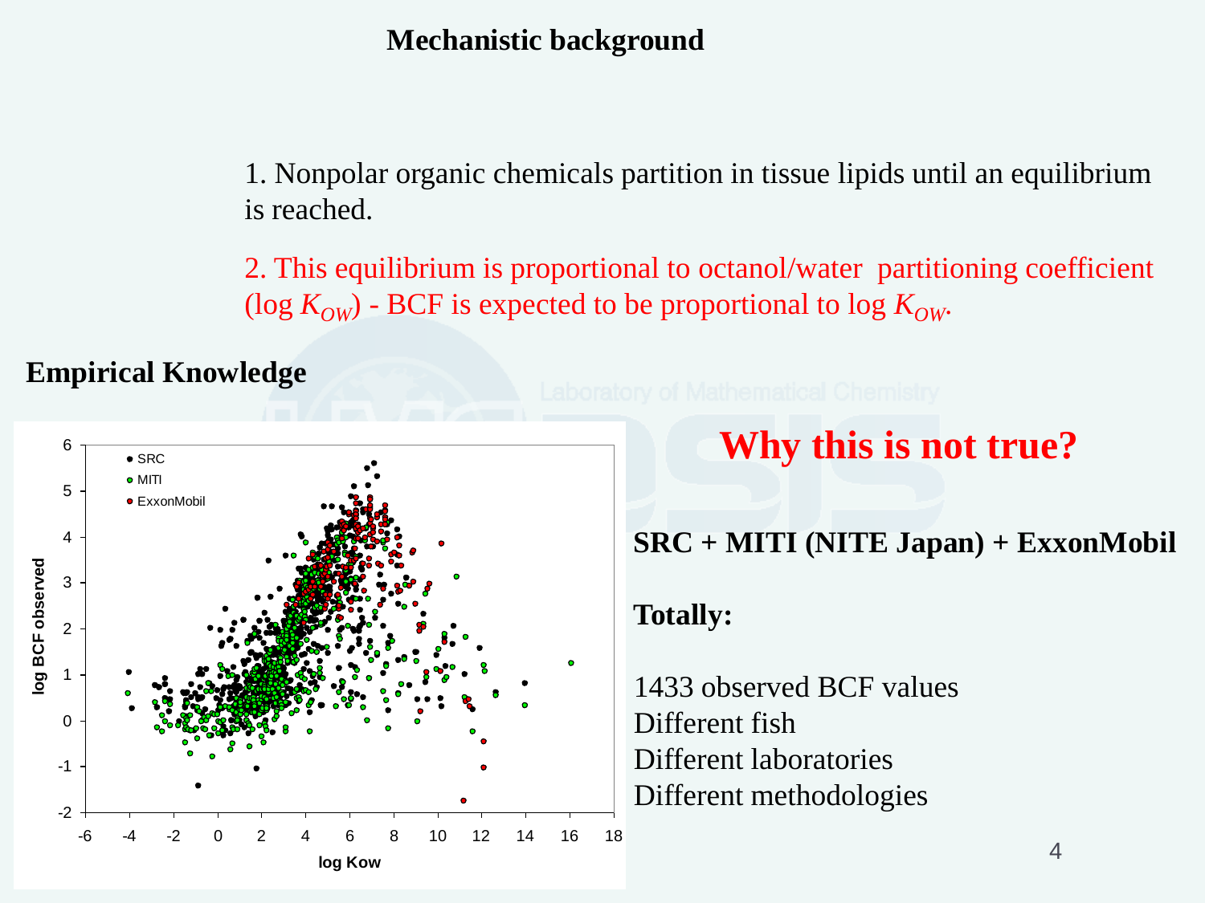# Mechanistic background

1. Nonpolar organic chemicals partition in tissue lipids until an equilibrium is reached.

2. This equilibrium is proportional to octanol/water partitioning coefficient (log $K_{OW}$) - BCF is expected to be proportional to log $K_{OW}$.

## Empirical Knowledge

**Why this is not true?**

**SRC + MITI (NITE Japan) + ExxonMobil**

**Totally:**

1433 observed BCF values
Different fish
Different laboratories
Different methodologies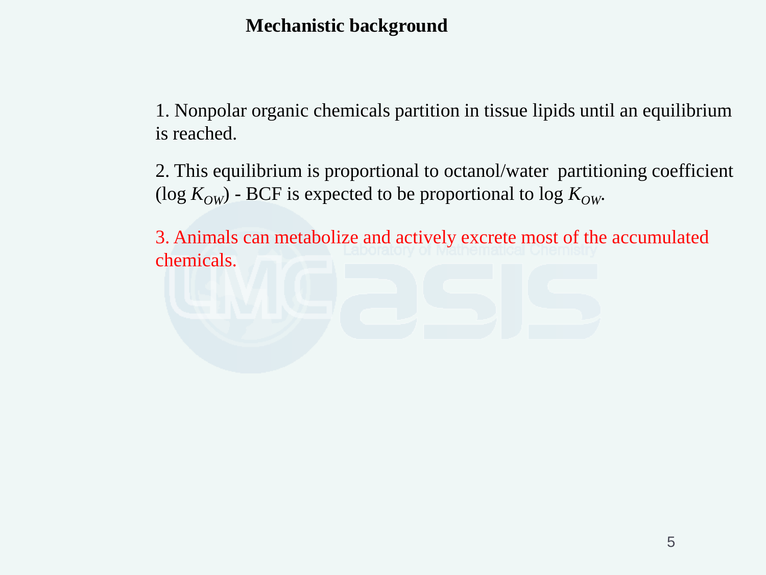# Mechanistic background

1. Nonpolar organic chemicals partition in tissue lipids until an equilibrium is reached.

2. This equilibrium is proportional to octanol/water partitioning coefficient (log $K_{OW}$) - BCF is expected to be proportional to log $K_{OW}$.

3. Animals can metabolize and actively excrete most of the accumulated chemicals.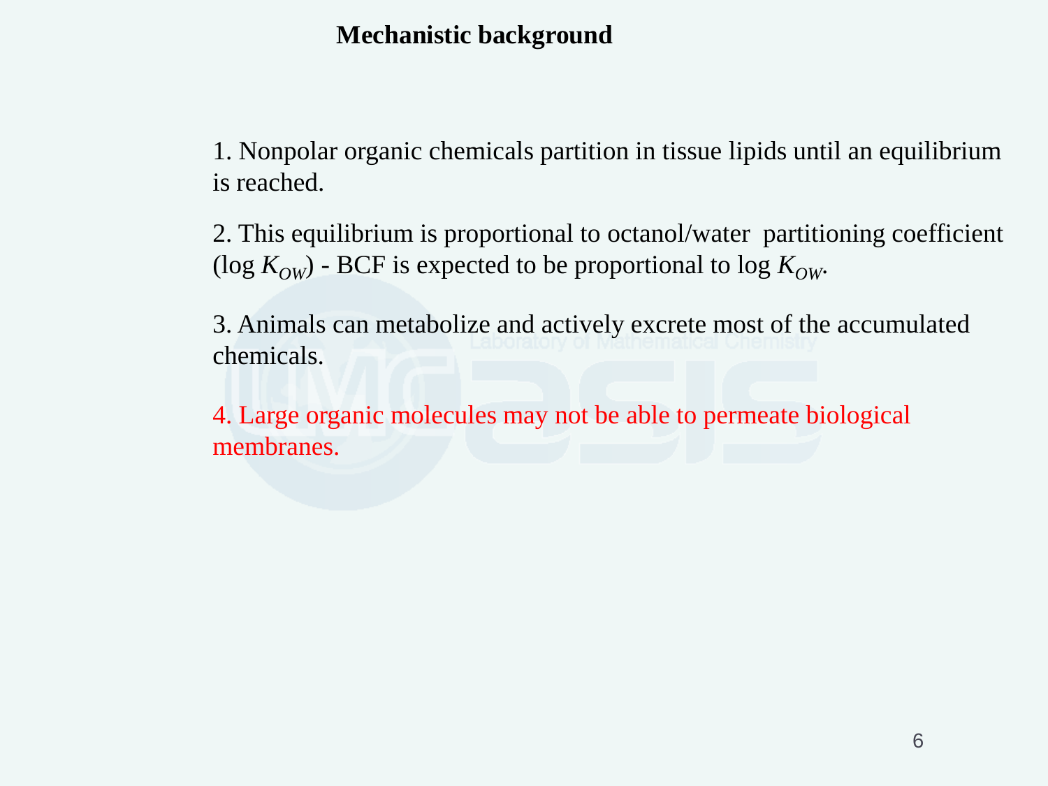# Mechanistic background

1. Nonpolar organic chemicals partition in tissue lipids until an equilibrium is reached.

2. This equilibrium is proportional to octanol/water partitioning coefficient (log $K_{OW}$) - BCF is expected to be proportional to log $K_{OW}$.

3. Animals can metabolize and actively excrete most of the accumulated chemicals.

4. Large organic molecules may not be able to permeate biological membranes.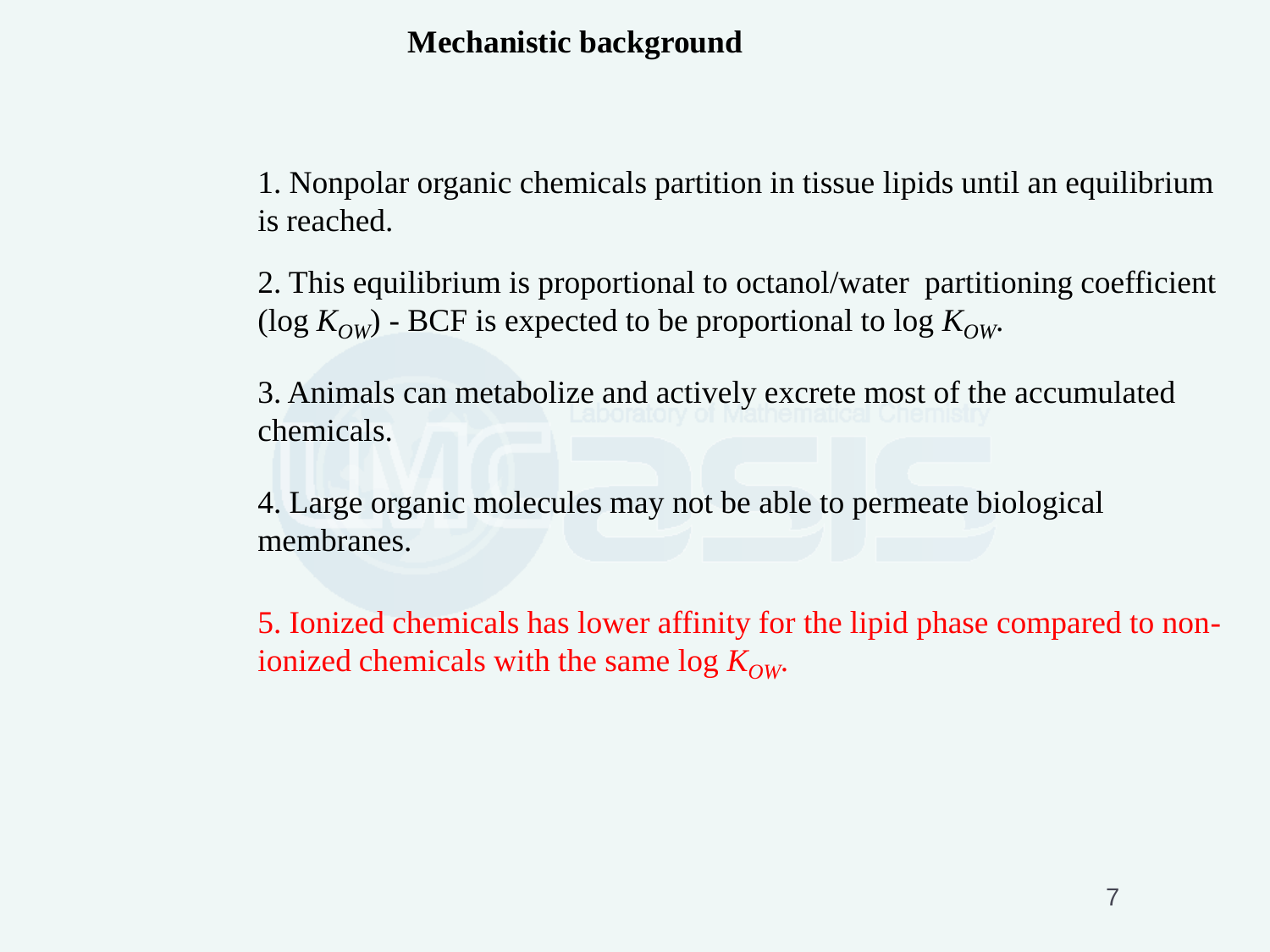# Mechanistic background

1. Nonpolar organic chemicals partition in tissue lipids until an equilibrium is reached.

2. This equilibrium is proportional to octanol/water partitioning coefficient (log $K_{OW}$) - BCF is expected to be proportional to log $K_{OW}$.

3. Animals can metabolize and actively excrete most of the accumulated chemicals.

4. Large organic molecules may not be able to permeate biological membranes.

5. Ionized chemicals has lower affinity for the lipid phase compared to non-ionized chemicals with the same log $K_{OW}$.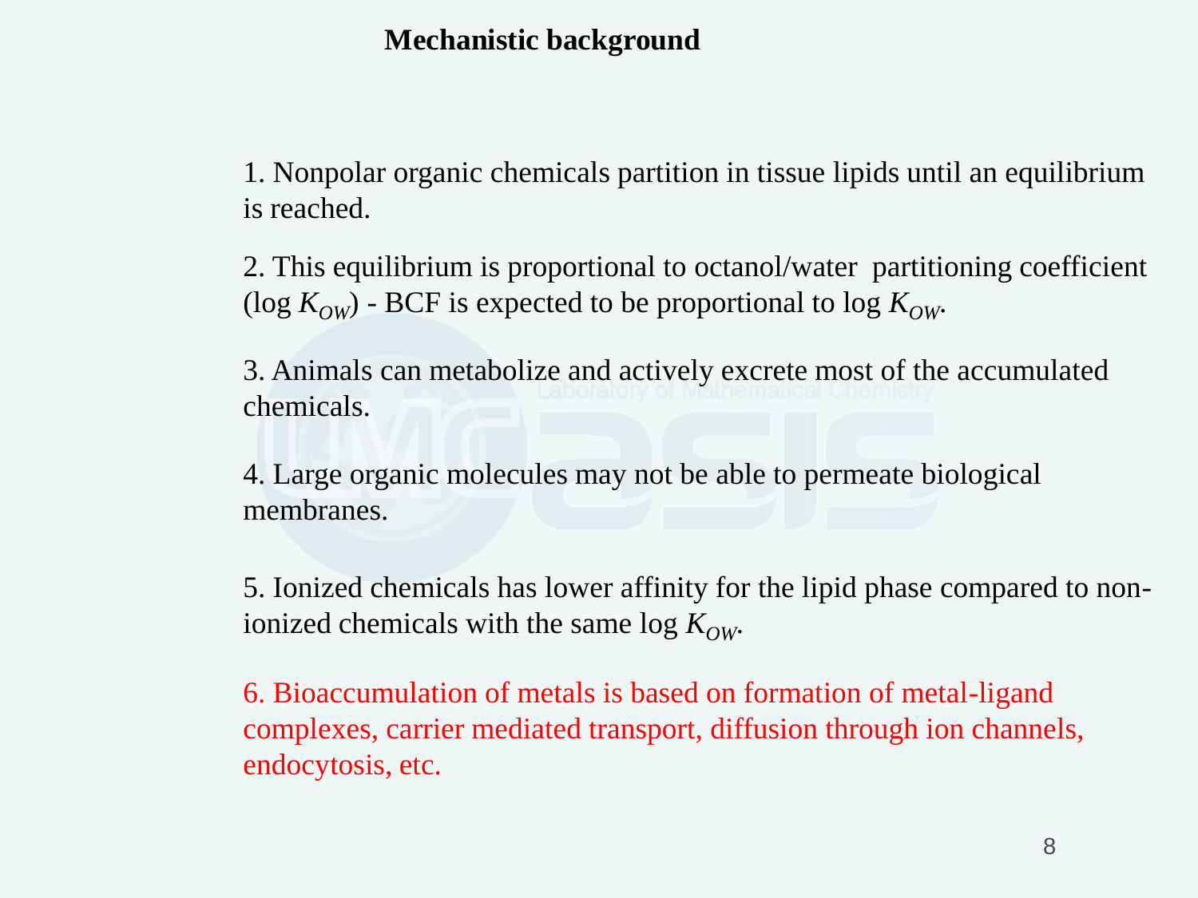# Mechanistic background

1. Nonpolar organic chemicals partition in tissue lipids until an equilibrium is reached.

2. This equilibrium is proportional to octanol/water partitioning coefficient (log $K_{OW}$) - BCF is expected to be proportional to log $K_{OW}$.

3. Animals can metabolize and actively excrete most of the accumulated chemicals.

4. Large organic molecules may not be able to permeate biological membranes.

5. Ionized chemicals has lower affinity for the lipid phase compared to non-ionized chemicals with the same log $K_{OW}$.

6. Bioaccumulation of metals is based on formation of metal-ligand complexes, carrier mediated transport, diffusion through ion channels, endocytosis, etc.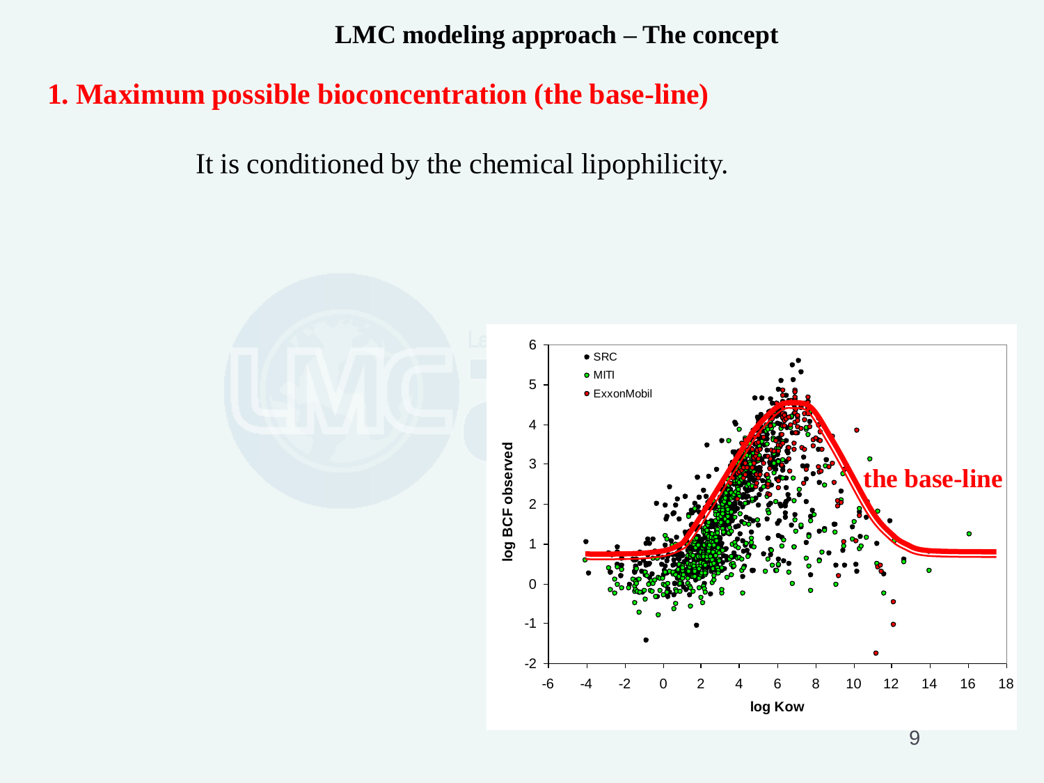# LMC modeling approach – The concept

## 1. Maximum possible bioconcentration (the base-line)

It is conditioned by the chemical lipophilicity.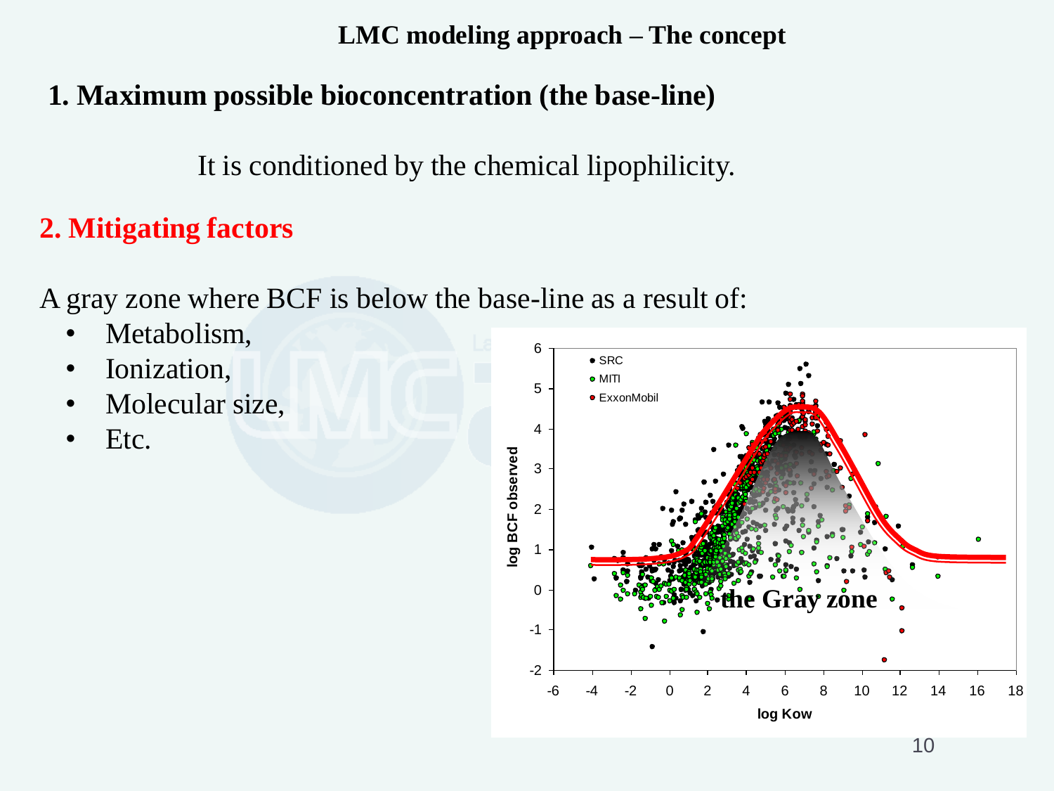## LMC modeling approach – The concept

### 1. Maximum possible bioconcentration (the base-line)

It is conditioned by the chemical lipophilicity.

### 2. Mitigating factors

A gray zone where BCF is below the base-line as a result of:

- Metabolism,
- Ionization,
- Molecular size,
- Etc.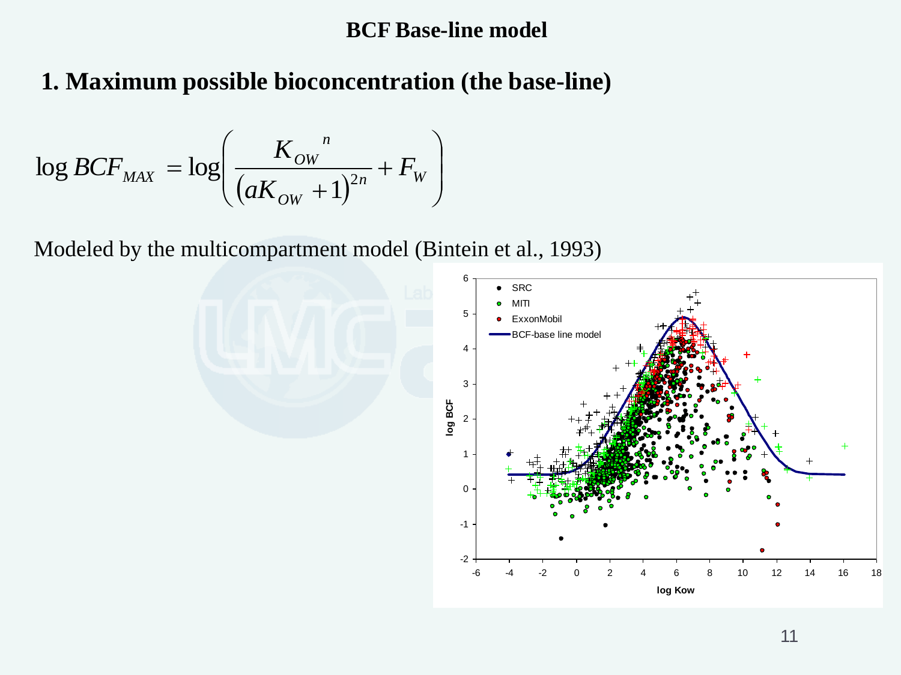# BCF Base-line model

## 1. Maximum possible bioconcentration (the base-line)

$$\log BCF_{MAX} = \log\left(\frac{K_{OW}^{\ n}}{\left(aK_{OW}+1\right)^{2n}} + F_W\right)$$

Modeled by the multicompartment model (Bintein et al., 1993)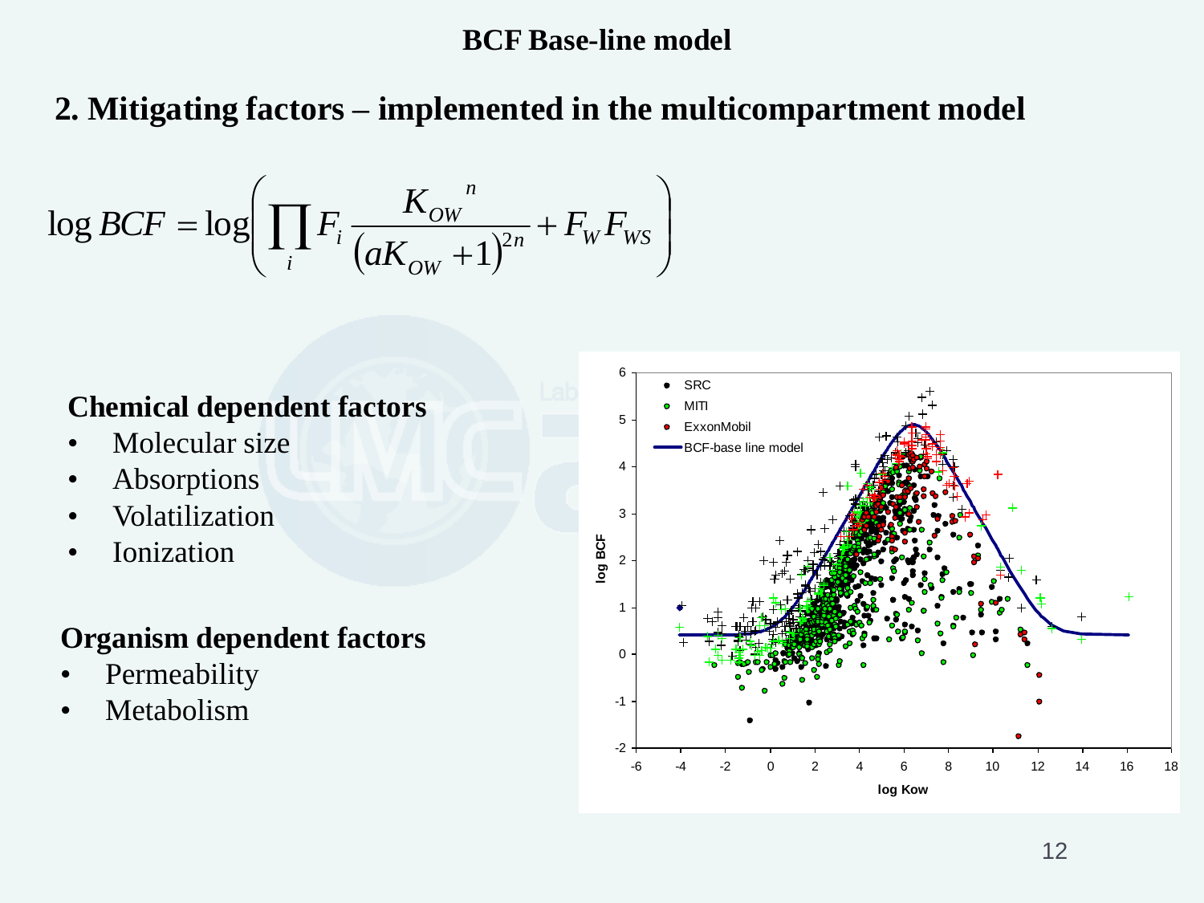# BCF Base-line model

## 2. Mitigating factors – implemented in the multicompartment model

$$\log BCF = \log\left(\prod_i F_i \frac{K_{OW}{}^n}{(aK_{OW}+1)^{2n}} + F_W F_{WS}\right)$$

**Chemical dependent factors**

- Molecular size
- Absorptions
- Volatilization
- Ionization

**Organism dependent factors**

- Permeability
- Metabolism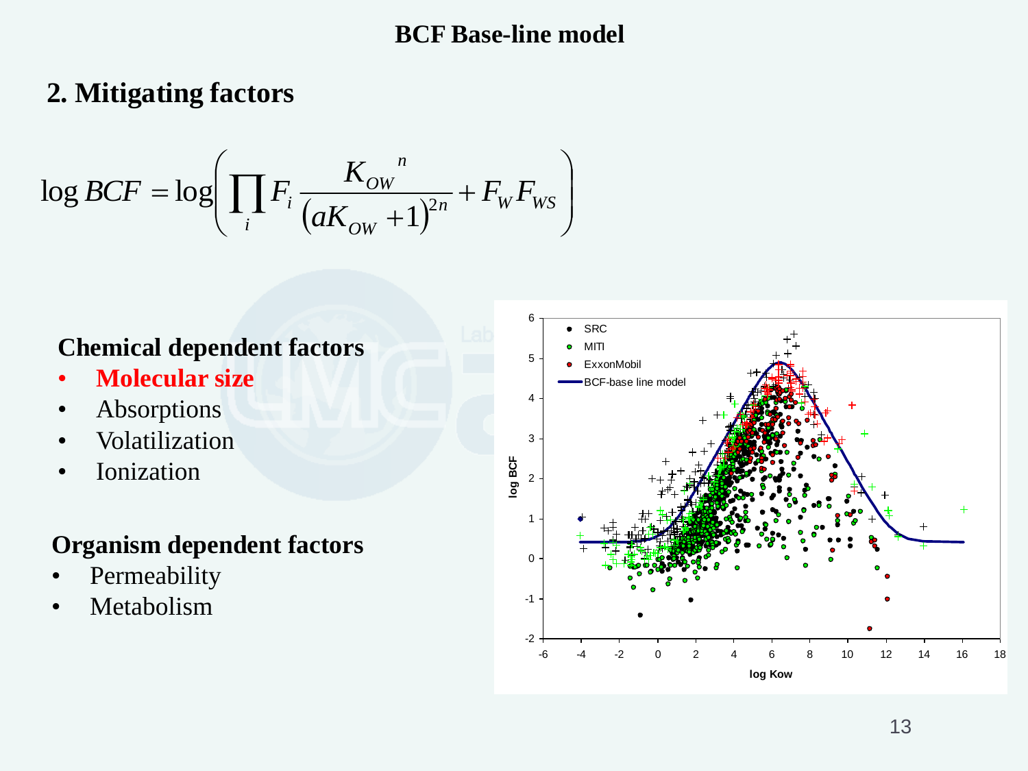# BCF Base-line model

## 2. Mitigating factors

$$\log BCF = \log\left( \prod_i F_i \frac{K_{OW}{}^{n}}{\left(aK_{OW}+1\right)^{2n}} + F_W F_{WS} \right)$$

### Chemical dependent factors

- **Molecular size**
- Absorptions
- Volatilization
- Ionization

### Organism dependent factors

- Permeability
- Metabolism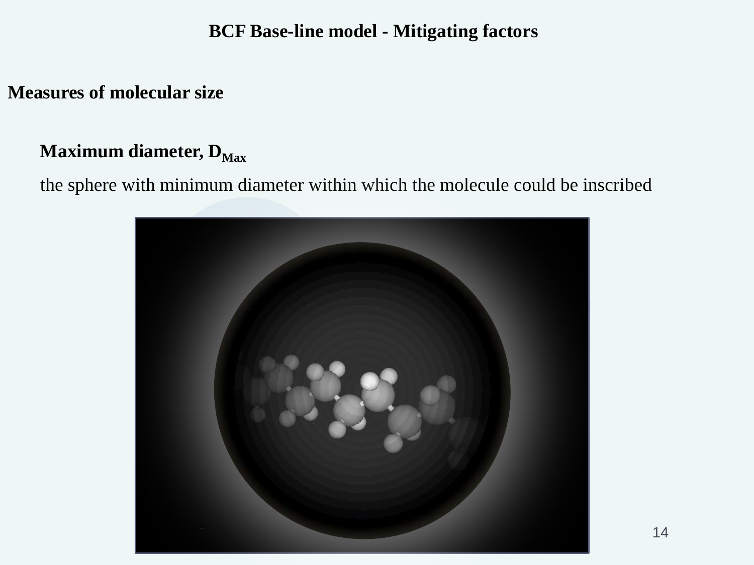# BCF Base-line model - Mitigating factors

## Measures of molecular size

**Maximum diameter, $D_{Max}$**

the sphere with minimum diameter within which the molecule could be inscribed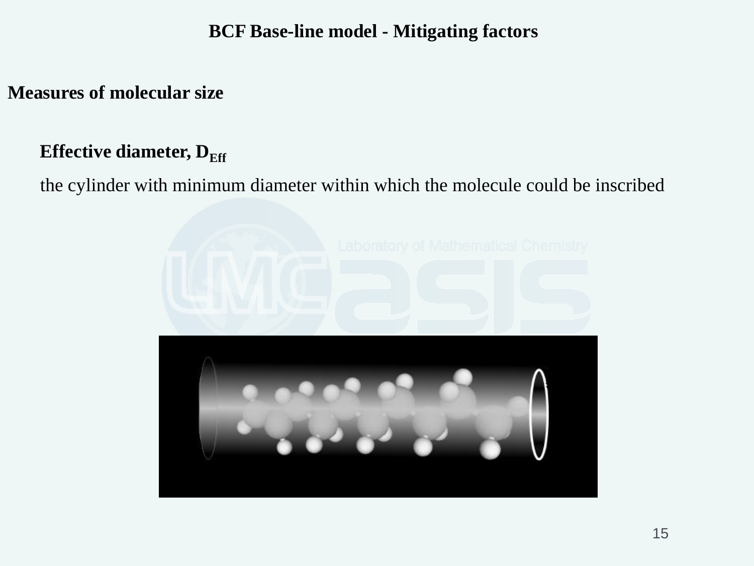# BCF Base-line model - Mitigating factors

## Measures of molecular size

### Effective diameter, $D_{Eff}$

the cylinder with minimum diameter within which the molecule could be inscribed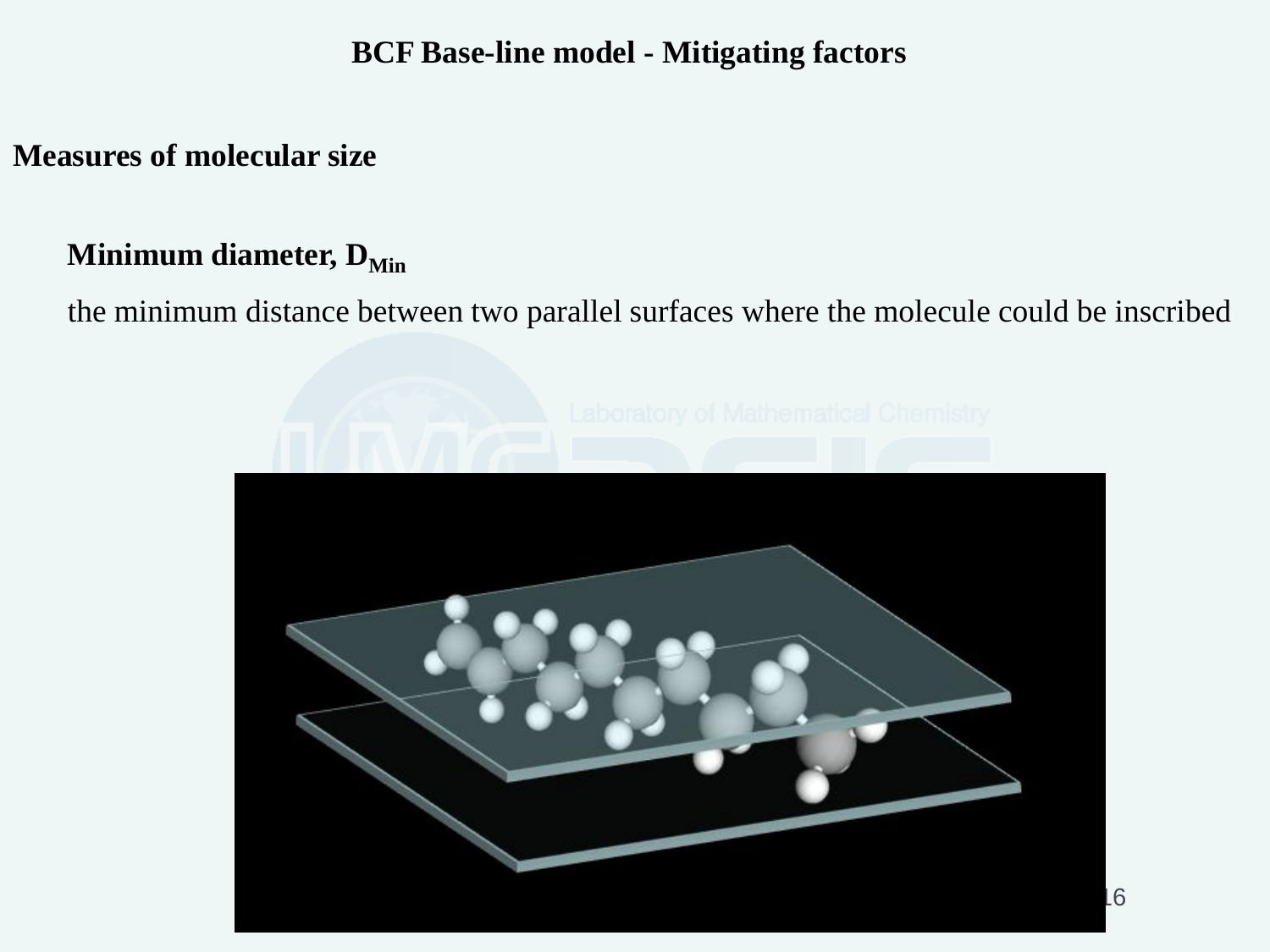# BCF Base-line model - Mitigating factors

**Measures of molecular size**

**Minimum diameter, $D_{Min}$**

the minimum distance between two parallel surfaces where the molecule could be inscribed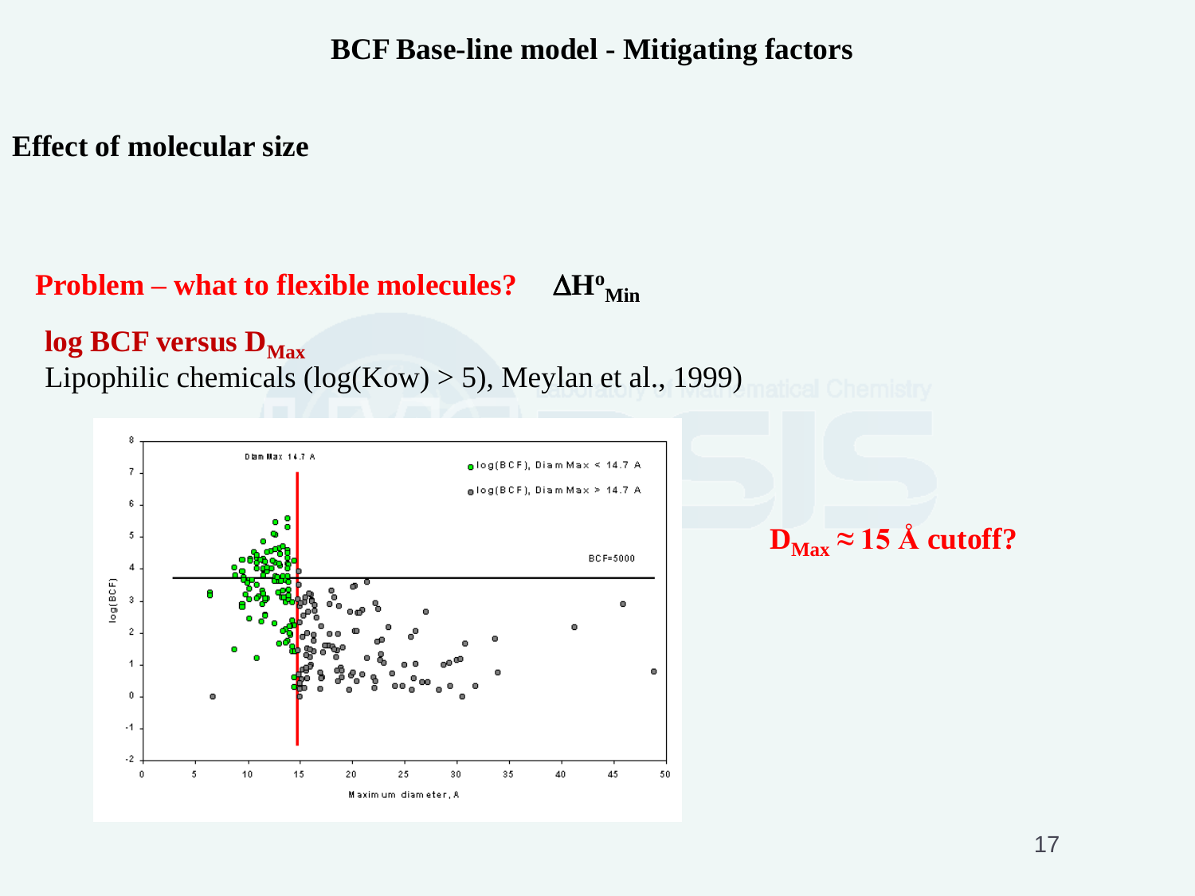# BCF Base-line model - Mitigating factors

## Effect of molecular size

**Problem – what to flexible molecules?** $\Delta H^{o}_{Min}$

**log BCF versus $D_{Max}$**

Lipophilic chemicals (log(Kow) > 5), Meylan et al., 1999)

**$D_{Max} \approx 15$ Å cutoff?**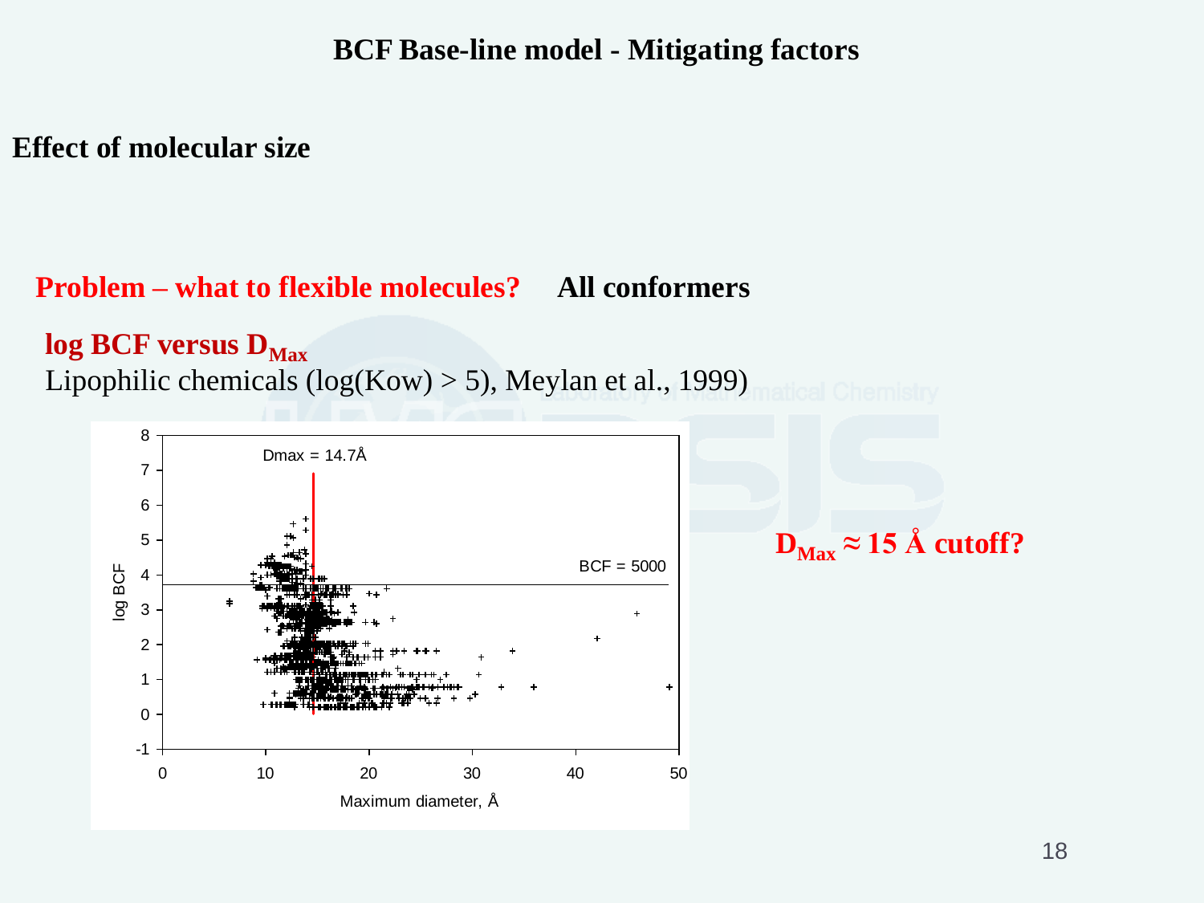# BCF Base-line model - Mitigating factors

## Effect of molecular size

**Problem – what to flexible molecules?** **All conformers**

**log BCF versus $D_{Max}$**

Lipophilic chemicals (log(Kow) > 5), Meylan et al., 1999)

Dmax = 14.7Å

BCF = 5000

log BCF

Maximum diameter, Å

**$D_{Max} \approx 15$ Å cutoff?**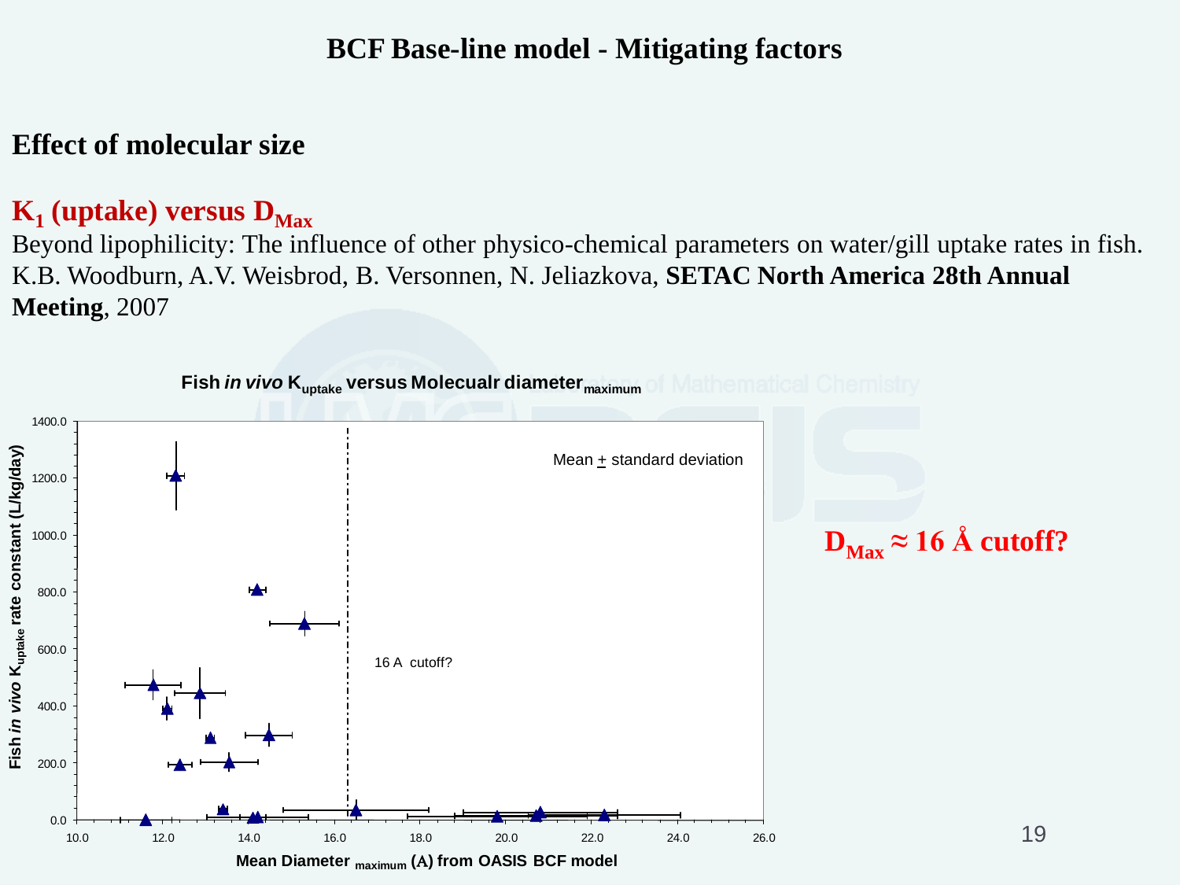# BCF Base-line model - Mitigating factors

## Effect of molecular size

### $K_1$ (uptake) versus $D_{Max}$

Beyond lipophilicity: The influence of other physico-chemical parameters on water/gill uptake rates in fish. K.B. Woodburn, A.V. Weisbrod, B. Versonnen, N. Jeliazkova, **SETAC North America 28th Annual Meeting**, 2007

**Fish *in vivo* $K_{uptake}$ versus Molecualr diameter$_{maximum}$**

Mean ± standard deviation

16 A cutoff?

Fish *in vivo* $K_{uptake}$ rate constant (L/kg/day)

Mean Diameter $_{maximum}$ (A) from OASIS BCF model

**$D_{Max}$ ≈ 16 Å cutoff?**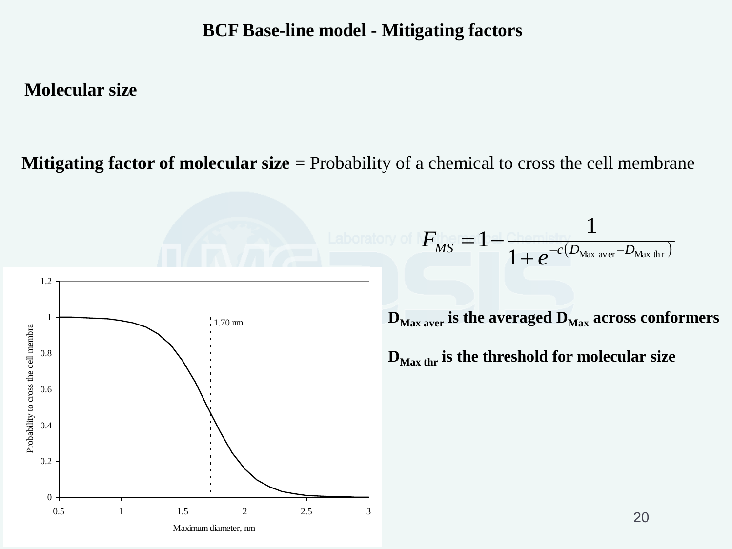# BCF Base-line model - Mitigating factors

## Molecular size

**Mitigating factor of molecular size** = Probability of a chemical to cross the cell membrane

$$F_{MS} = 1 - \frac{1}{1 + e^{-c(D_{\text{Max aver}} - D_{\text{Max thr}})}}$$

**$D_{\text{Max aver}}$ is the averaged $D_{\text{Max}}$ across conformers**

**$D_{\text{Max thr}}$ is the threshold for molecular size**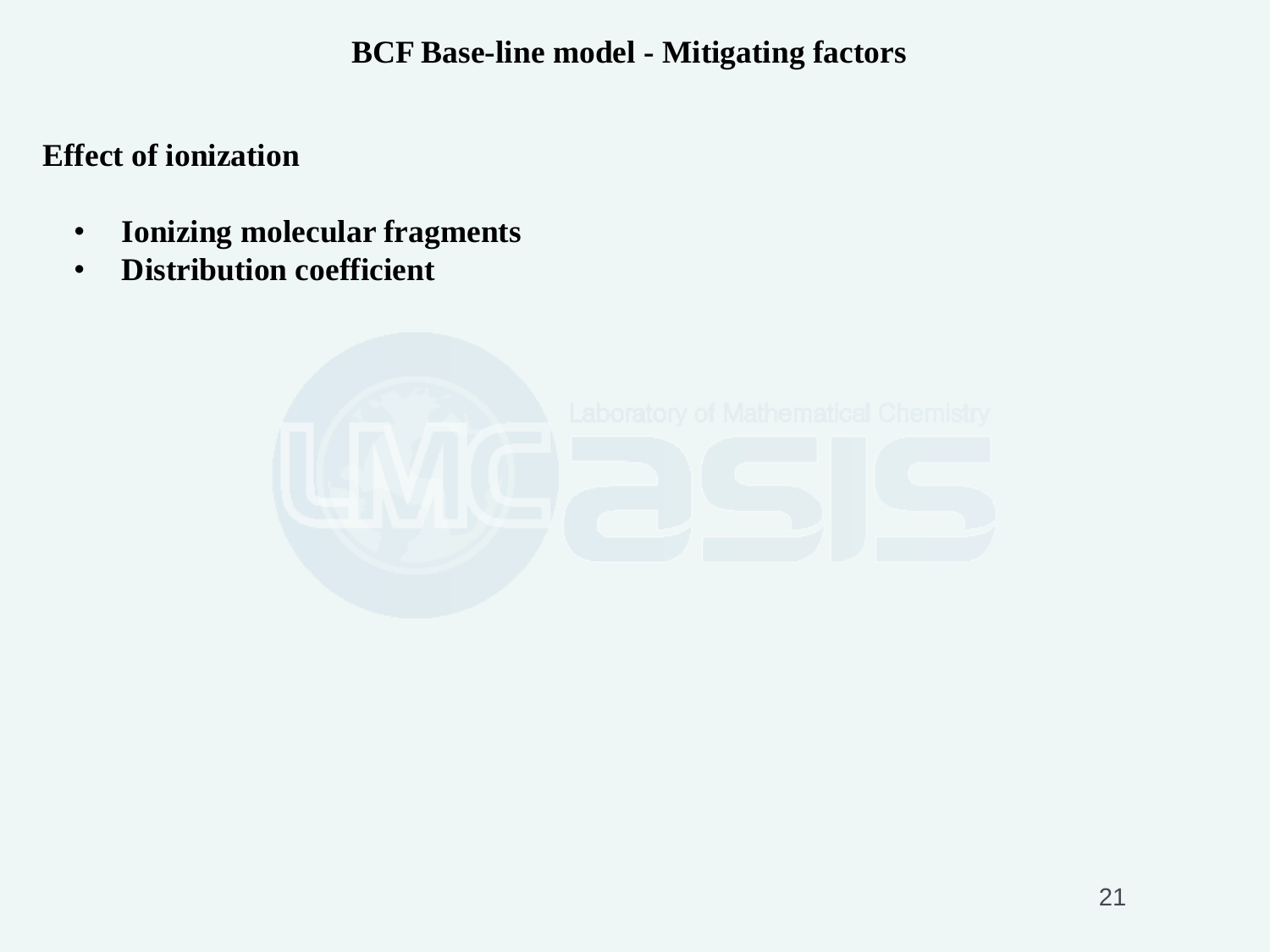# BCF Base-line model - Mitigating factors

**Effect of ionization**

- **Ionizing molecular fragments**
- **Distribution coefficient**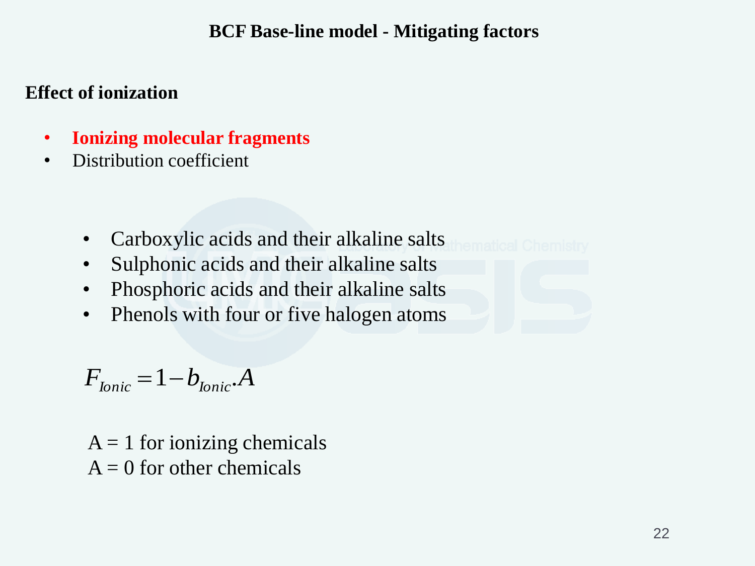## BCF Base-line model - Mitigating factors

**Effect of ionization**

- **Ionizing molecular fragments**
- Distribution coefficient

  - Carboxylic acids and their alkaline salts
  - Sulphonic acids and their alkaline salts
  - Phosphoric acids and their alkaline salts
  - Phenols with four or five halogen atoms

$$F_{Ionic} = 1 - b_{Ionic} . A$$

A = 1 for ionizing chemicals
A = 0 for other chemicals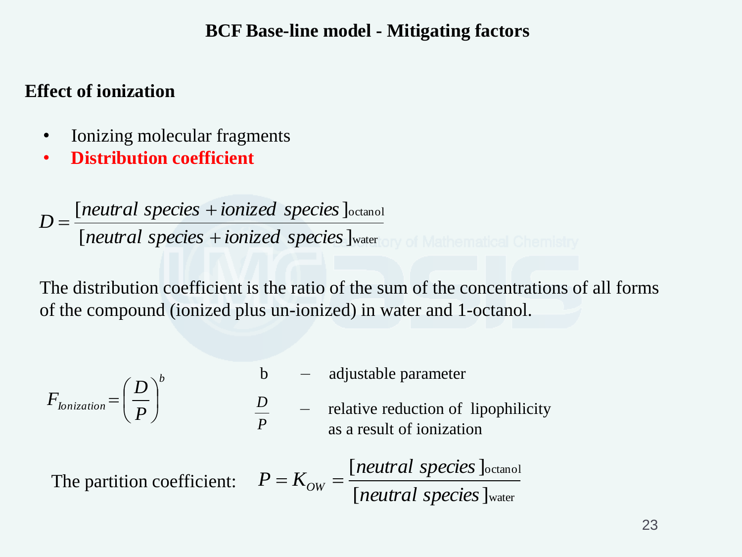# BCF Base-line model - Mitigating factors

## Effect of ionization

- Ionizing molecular fragments
- **Distribution coefficient**

$$D = \frac{[neutral\ species + ionized\ species]_{\text{octanol}}}{[neutral\ species + ionized\ species]_{\text{water}}}$$

The distribution coefficient is the ratio of the sum of the concentrations of all forms of the compound (ionized plus un-ionized) in water and 1-octanol.

$$F_{Ionization} = \left(\frac{D}{P}\right)^{b}$$

b – adjustable parameter

$\frac{D}{P}$ – relative reduction of lipophilicity as a result of ionization

The partition coefficient: $P = K_{OW} = \frac{[neutral\ species]_{\text{octanol}}}{[neutral\ species]_{\text{water}}}$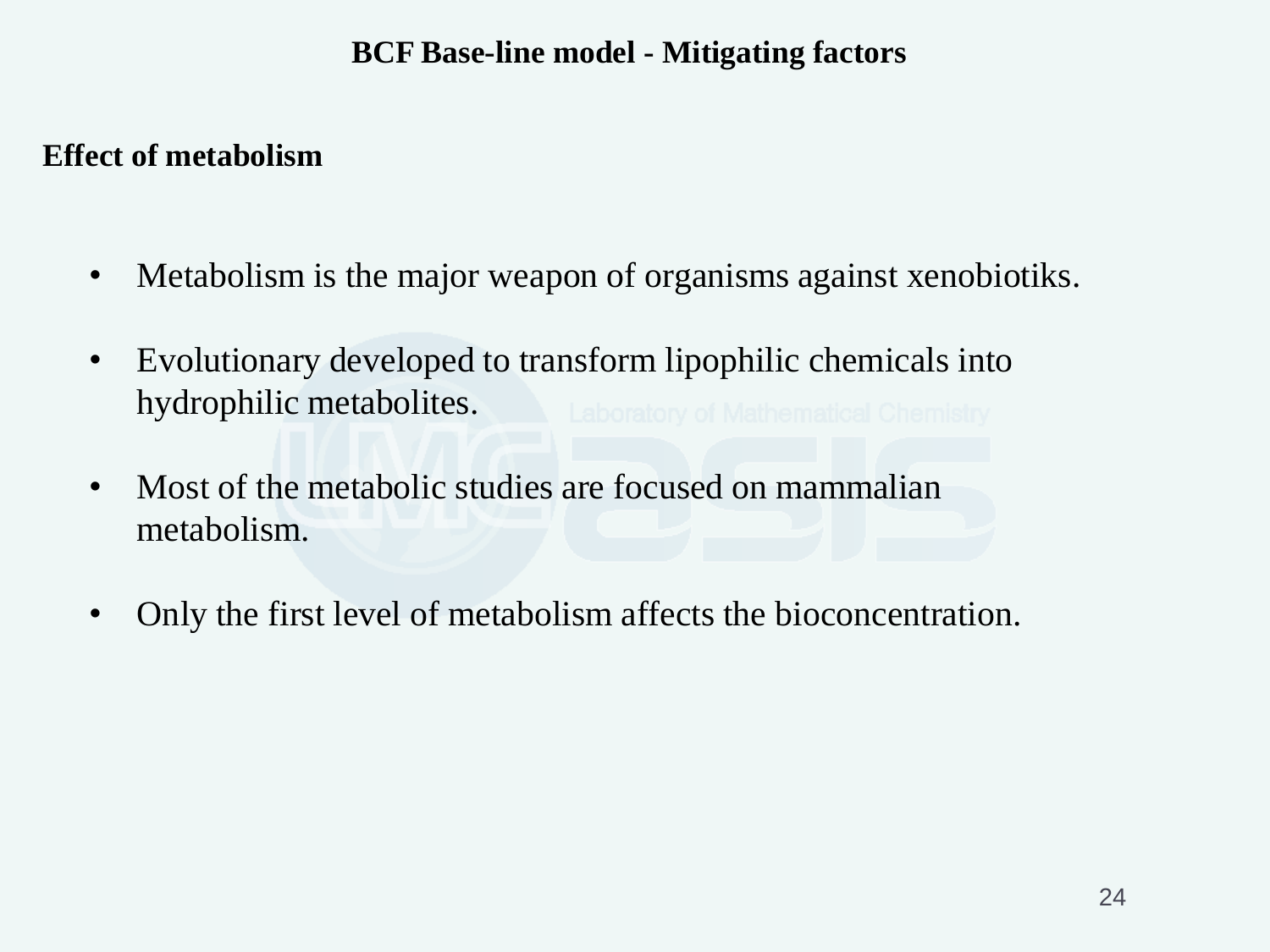## BCF Base-line model - Mitigating factors

### Effect of metabolism

- Metabolism is the major weapon of organisms against xenobiotiks.
- Evolutionary developed to transform lipophilic chemicals into hydrophilic metabolites.
- Most of the metabolic studies are focused on mammalian metabolism.
- Only the first level of metabolism affects the bioconcentration.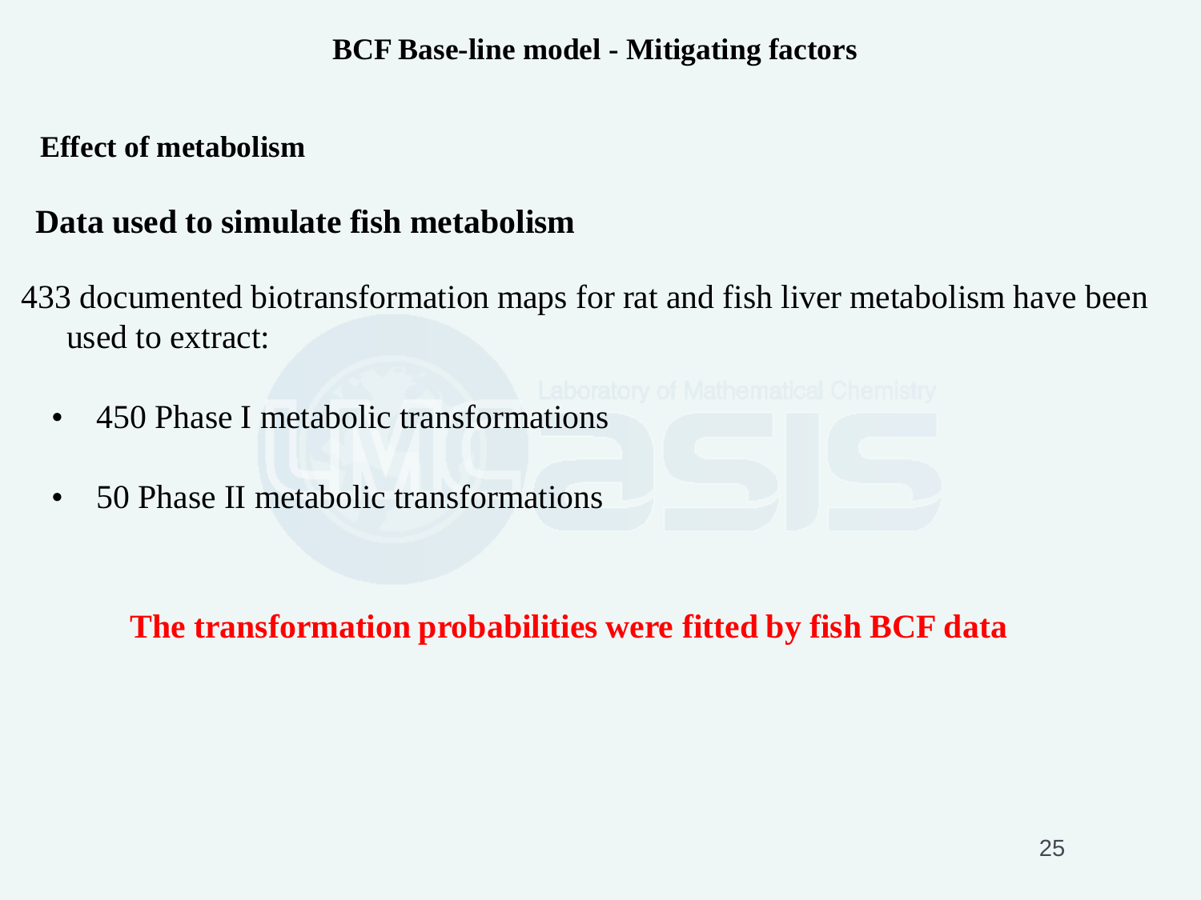# BCF Base-line model - Mitigating factors

**Effect of metabolism**

## Data used to simulate fish metabolism

433 documented biotransformation maps for rat and fish liver metabolism have been used to extract:

- 450 Phase I metabolic transformations
- 50 Phase II metabolic transformations

**The transformation probabilities were fitted by fish BCF data**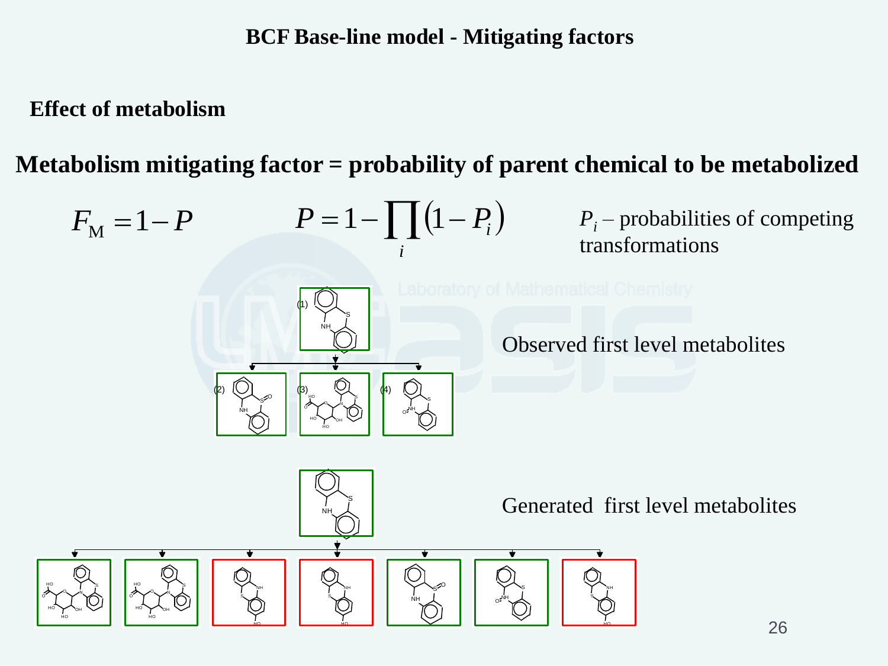# BCF Base-line model - Mitigating factors

**Effect of metabolism**

**Metabolism mitigating factor = probability of parent chemical to be metabolized**

$$F_{\mathrm{M}} = 1 - P \qquad P = 1 - \prod_i \left(1 - P_i\right)$$

$P_i$ – probabilities of competing transformations

Observed first level metabolites

Generated first level metabolites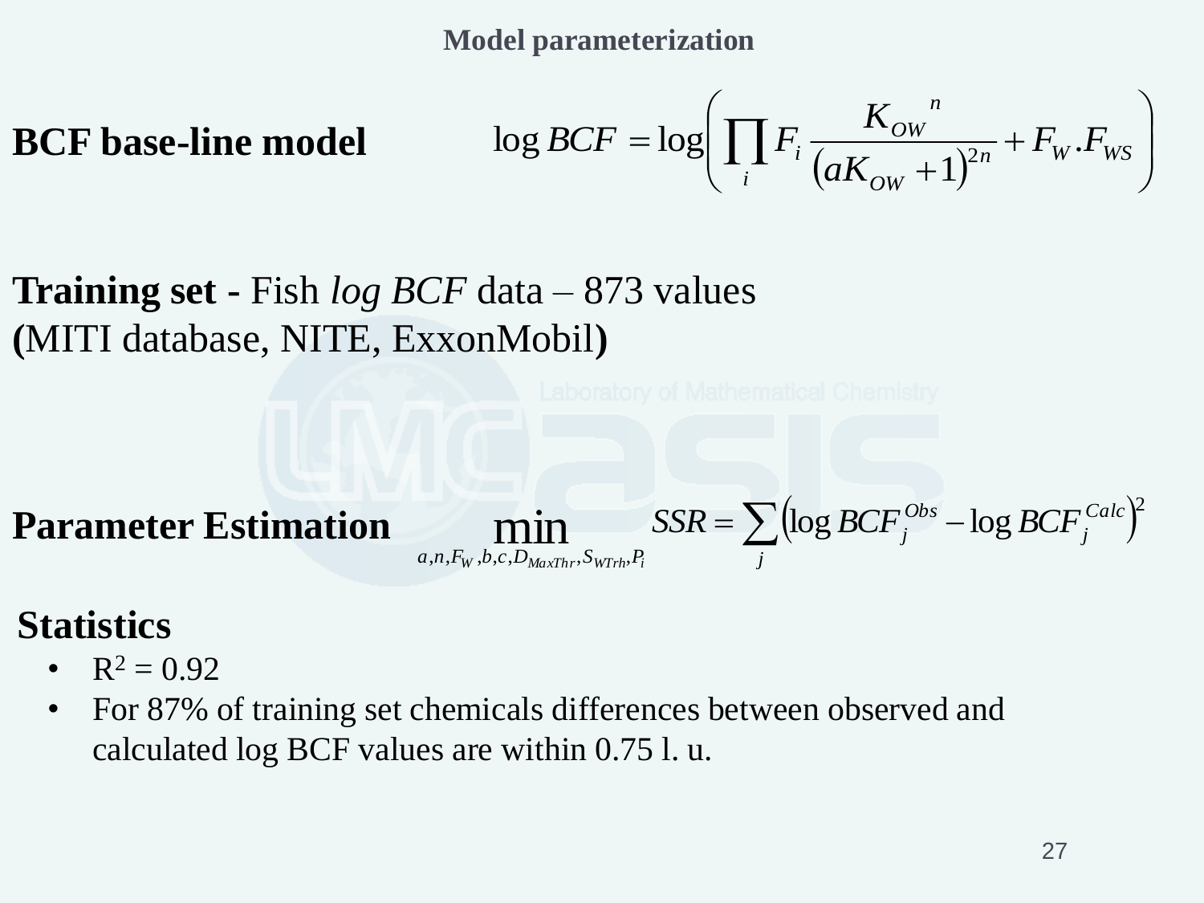# Model parameterization

**BCF base-line model**

$$\log BCF = \log\left( \prod_i F_i \frac{K_{OW}^{\ n}}{\left(aK_{OW} + 1\right)^{2n}} + F_W . F_{WS} \right)$$

**Training set -** Fish *log BCF* data – 873 values
**(**MITI database, NITE, ExxonMobil**)**

**Parameter Estimation**

$$\min_{a,n,F_W,b,c,D_{MaxThr},S_{WTrh},P_i} \quad SSR = \sum_j \left( \log BCF_j^{Obs} - \log BCF_j^{Calc} \right)^2$$

**Statistics**

- $R^2 = 0.92$
- For 87% of training set chemicals differences between observed and calculated log BCF values are within 0.75 l. u.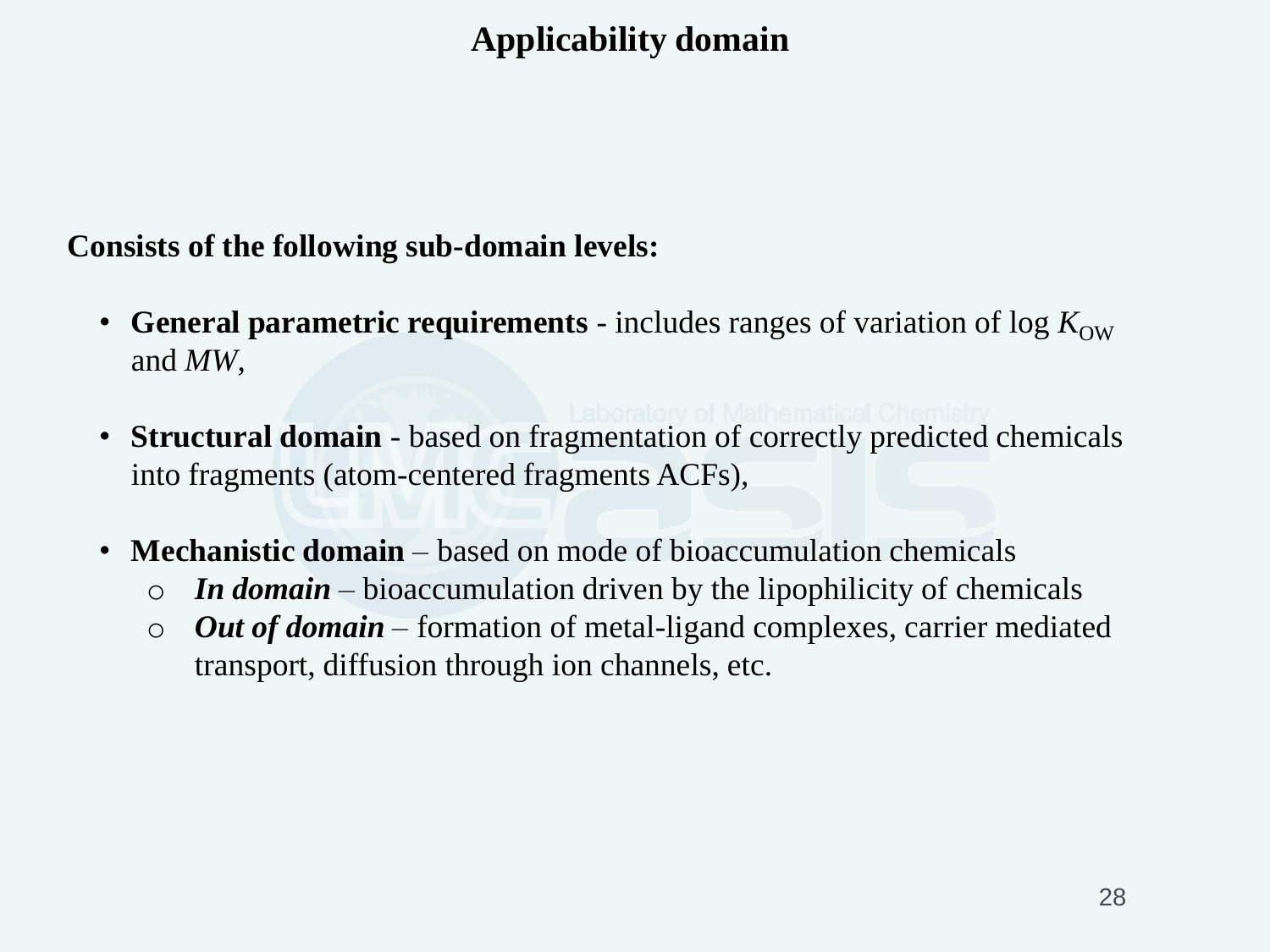# Applicability domain

**Consists of the following sub-domain levels:**

- **General parametric requirements** - includes ranges of variation of log $K_{OW}$ and *MW*,
- **Structural domain** - based on fragmentation of correctly predicted chemicals into fragments (atom-centered fragments ACFs),
- **Mechanistic domain** – based on mode of bioaccumulation chemicals
  - ***In domain*** – bioaccumulation driven by the lipophilicity of chemicals
  - ***Out of domain*** – formation of metal-ligand complexes, carrier mediated transport, diffusion through ion channels, etc.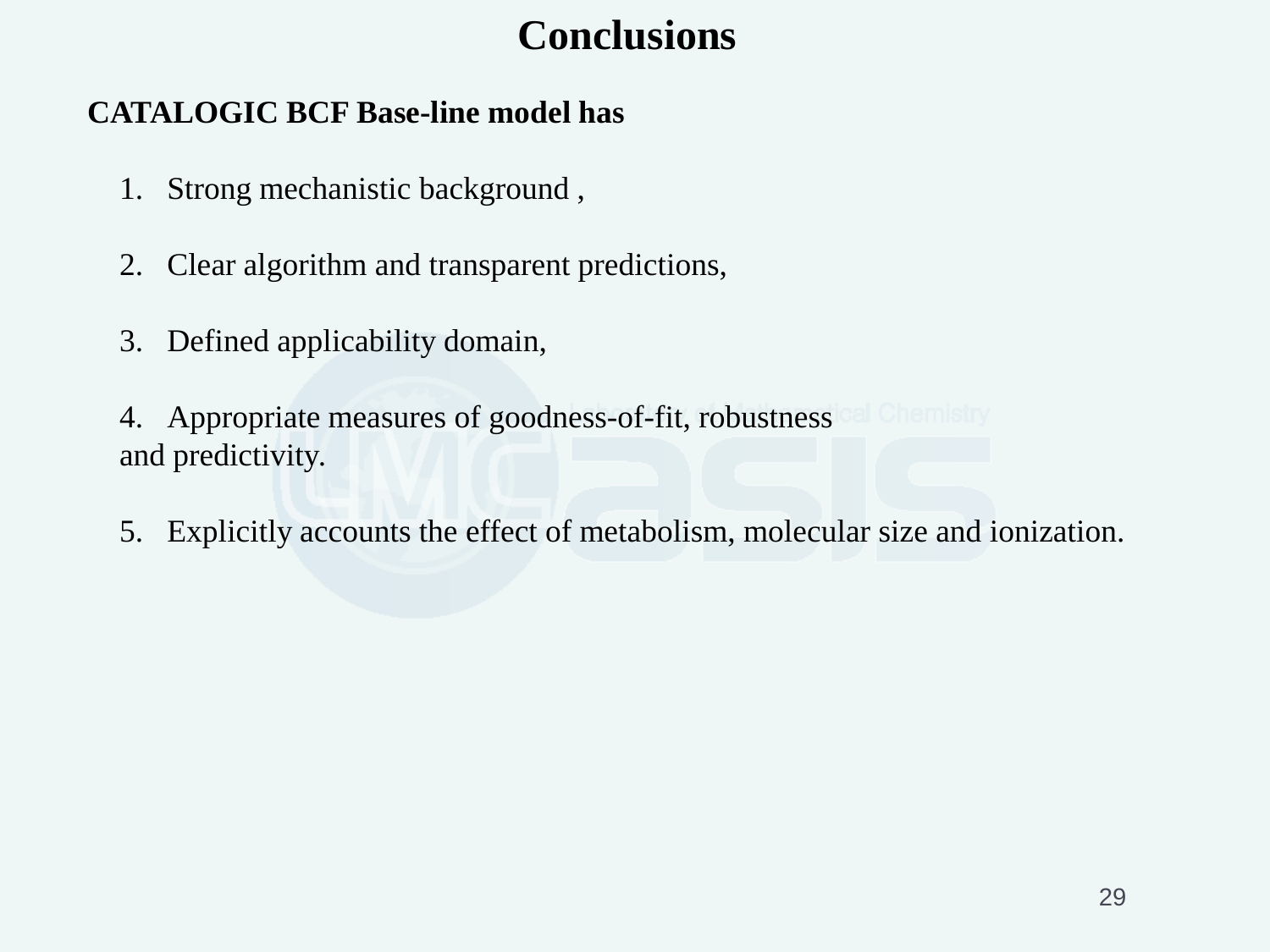# Conclusions

**CATALOGIC BCF Base-line model has**

1. Strong mechanistic background ,
2. Clear algorithm and transparent predictions,
3. Defined applicability domain,
4. Appropriate measures of goodness-of-fit, robustness and predictivity.
5. Explicitly accounts the effect of metabolism, molecular size and ionization.